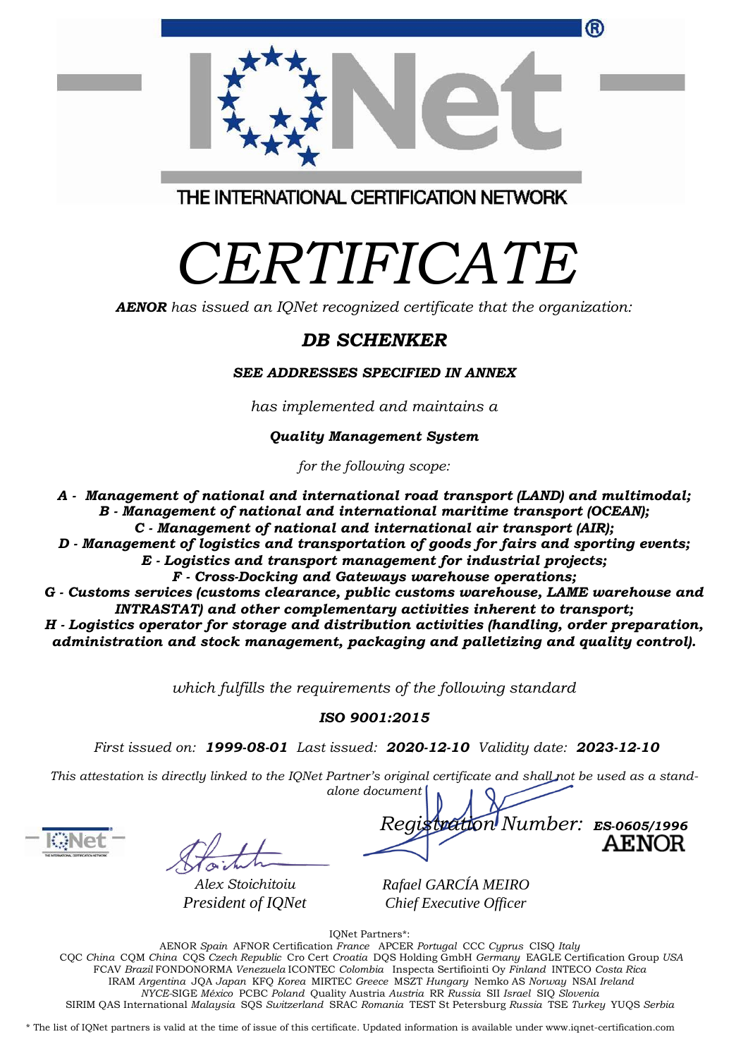IQNet®

THE INTERNATIONAL CERTIFICATION NETWORK

# *CERTIFICATE*

***AENOR*** *has issued an IQNet recognized certificate that the organization:*

## ***DB SCHENKER***

***SEE ADDRESSES SPECIFIED IN ANNEX***

*has implemented and maintains a*

***Quality Management System***

*for the following scope:*

***A - Management of national and international road transport (LAND) and multimodal;***
***B - Management of national and international maritime transport (OCEAN);***
***C - Management of national and international air transport (AIR);***
***D - Management of logistics and transportation of goods for fairs and sporting events;***
***E - Logistics and transport management for industrial projects;***
***F - Cross-Docking and Gateways warehouse operations;***
***G - Customs services (customs clearance, public customs warehouse, LAME warehouse and INTRASTAT) and other complementary activities inherent to transport;***
***H - Logistics operator for storage and distribution activities (handling, order preparation, administration and stock management, packaging and palletizing and quality control).***

*which fulfills the requirements of the following standard*

***ISO 9001:2015***

*First issued on:* ***1999-08-01*** *Last issued:* ***2020-12-10*** *Validity date:* ***2023-12-10***

*This attestation is directly linked to the IQNet Partner's original certificate and shall not be used as a stand-alone document*

*Registration Number:* ***ES-0605/1996***

AENOR

*Alex Stoichitoiu*
*President of IQNet*

*Rafael GARCÍA MEIRO*
*Chief Executive Officer*

IQNet Partners*:

AENOR *Spain* AFNOR Certification *France* APCER *Portugal* CCC *Cyprus* CISQ *Italy*
CQC *China* CQM *China* CQS *Czech Republic* Cro Cert *Croatia* DQS Holding GmbH *Germany* EAGLE Certification Group *USA*
FCAV *Brazil* FONDONORMA *Venezuela* ICONTEC *Colombia* Inspecta Sertifiointi Oy *Finland* INTECO *Costa Rica*
IRAM *Argentina* JQA *Japan* KFQ *Korea* MIRTEC *Greece* MSZT *Hungary* Nemko AS *Norway* NSAI *Ireland*
*NYCE*-SIGE *México* PCBC *Poland* Quality Austria *Austria* RR *Russia* SII *Israel* SIQ *Slovenia*
SIRIM QAS International *Malaysia* SQS *Switzerland* SRAC *Romania* TEST St Petersburg *Russia* TSE *Turkey* YUQS *Serbia*

* The list of IQNet partners is valid at the time of issue of this certificate. Updated information is available under www.iqnet-certification.com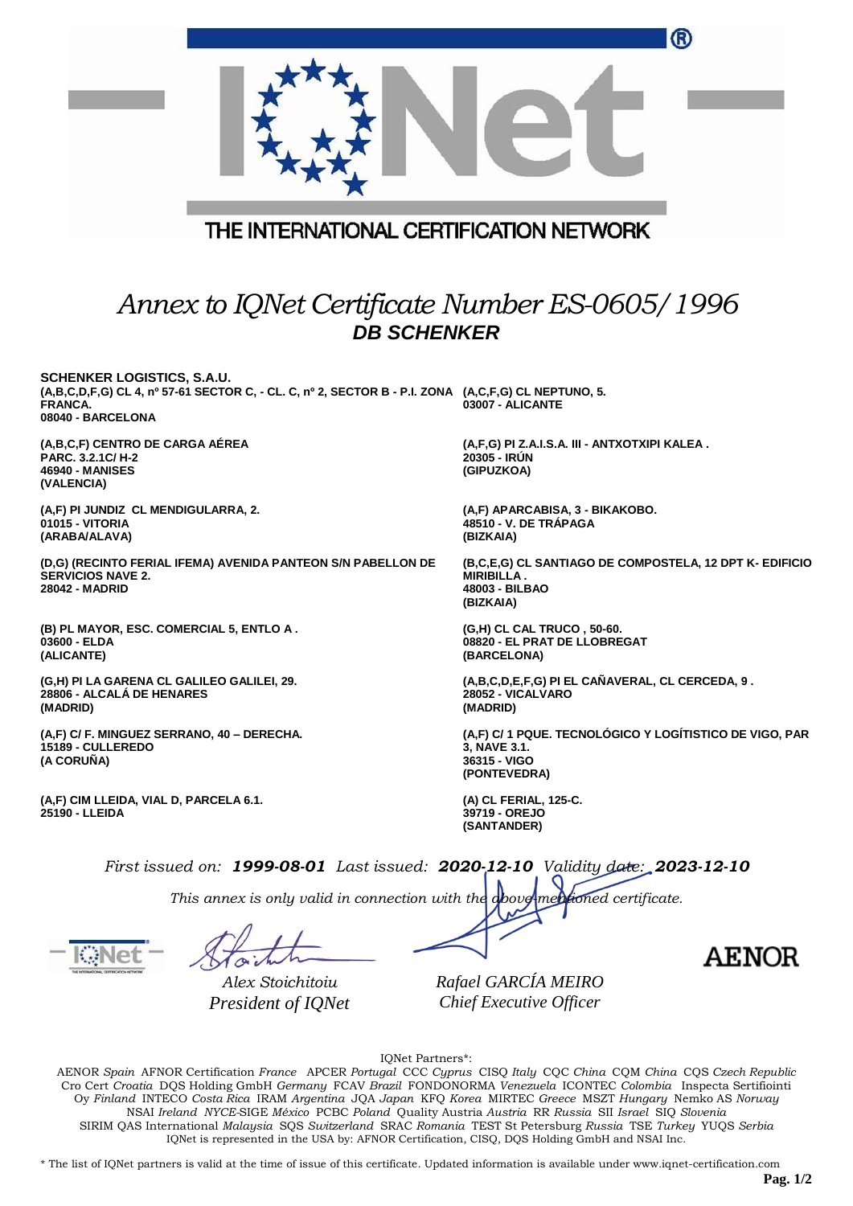THE INTERNATIONAL CERTIFICATION NETWORK

# *Annex to IQNet Certificate Number ES-0605/1996*

## ***DB SCHENKER***

**SCHENKER LOGISTICS, S.A.U.**
**(A,B,C,D,F,G) CL 4, nº 57-61 SECTOR C, - CL. C, nº 2, SECTOR B - P.I. ZONA FRANCA.**
**08040 - BARCELONA**

**(A,C,F,G) CL NEPTUNO, 5.**
**03007 - ALICANTE**

**(A,B,C,F) CENTRO DE CARGA AÉREA**
**PARC. 3.2.1C/ H-2**
**46940 - MANISES**
**(VALENCIA)**

**(A,F,G) PI Z.A.I.S.A. III - ANTXOTXIPI KALEA .**
**20305 - IRÚN**
**(GIPUZKOA)**

**(A,F) PI JUNDIZ CL MENDIGULARRA, 2.**
**01015 - VITORIA**
**(ARABA/ALAVA)**

**(A,F) APARCABISA, 3 - BIKAKOBO.**
**48510 - V. DE TRÁPAGA**
**(BIZKAIA)**

**(D,G) (RECINTO FERIAL IFEMA) AVENIDA PANTEON S/N PABELLON DE SERVICIOS NAVE 2.**
**28042 - MADRID**

**(B,C,E,G) CL SANTIAGO DE COMPOSTELA, 12 DPT K- EDIFICIO MIRIBILLA .**
**48003 - BILBAO**
**(BIZKAIA)**

**(B) PL MAYOR, ESC. COMERCIAL 5, ENTLO A .**
**03600 - ELDA**
**(ALICANTE)**

**(G,H) CL CAL TRUCO , 50-60.**
**08820 - EL PRAT DE LLOBREGAT**
**(BARCELONA)**

**(G,H) PI LA GARENA CL GALILEO GALILEI, 29.**
**28806 - ALCALÁ DE HENARES**
**(MADRID)**

**(A,B,C,D,E,F,G) PI EL CAÑAVERAL, CL CERCEDA, 9 .**
**28052 - VICALVARO**
**(MADRID)**

**(A,F) C/ F. MINGUEZ SERRANO, 40 – DERECHA.**
**15189 - CULLEREDO**
**(A CORUÑA)**

**(A,F) C/ 1 PQUE. TECNOLÓGICO Y LOGÍTISTICO DE VIGO, PAR 3, NAVE 3.1.**
**36315 - VIGO**
**(PONTEVEDRA)**

**(A,F) CIM LLEIDA, VIAL D, PARCELA 6.1.**
**25190 - LLEIDA**

**(A) CL FERIAL, 125-C.**
**39719 - OREJO**
**(SANTANDER)**

*First issued on:* ***1999-08-01*** *Last issued:* ***2020-12-10*** *Validity date:* ***2023-12-10***

*This annex is only valid in connection with the above-mentioned certificate.*

*Alex Stoichitoiu*
*President of IQNet*

*Rafael GARCÍA MEIRO*
*Chief Executive Officer*

AENOR

IQNet Partners*:

AENOR *Spain* AFNOR Certification *France* APCER *Portugal* CCC *Cyprus* CISQ *Italy* CQC *China* CQM *China* CQS *Czech Republic* Cro Cert *Croatia* DQS Holding GmbH *Germany* FCAV *Brazil* FONDONORMA *Venezuela* ICONTEC *Colombia* Inspecta Sertifiointi Oy *Finland* INTECO *Costa Rica* IRAM *Argentina* JQA *Japan* KFQ *Korea* MIRTEC *Greece* MSZT *Hungary* Nemko AS *Norway* NSAI *Ireland* *NYCE*-SIGE *México* PCBC *Poland* Quality Austria *Austria* RR *Russia* SII *Israel* SIQ *Slovenia* SIRIM QAS International *Malaysia* SQS *Switzerland* SRAC *Romania* TEST St Petersburg *Russia* TSE *Turkey* YUQS *Serbia*
IQNet is represented in the USA by: AFNOR Certification, CISQ, DQS Holding GmbH and NSAI Inc.

\* The list of IQNet partners is valid at the time of issue of this certificate. Updated information is available under www.iqnet-certification.com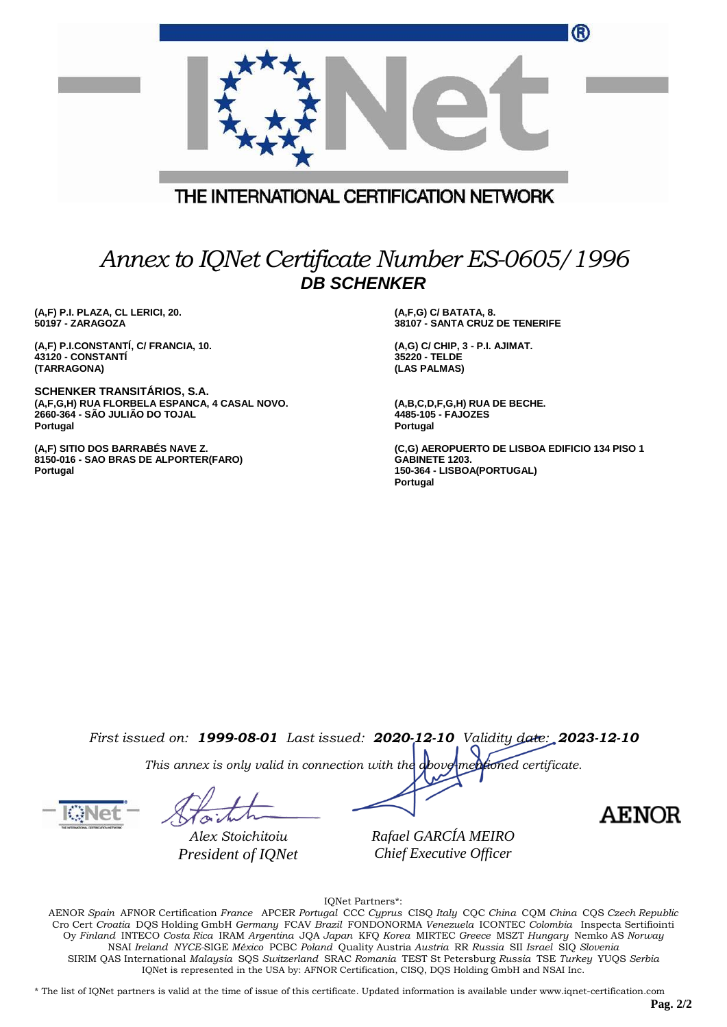THE INTERNATIONAL CERTIFICATION NETWORK

# *Annex to IQNet Certificate Number ES-0605/1996*

## *DB SCHENKER*

**(A,F) P.I. PLAZA, CL LERICI, 20.**
**50197 - ZARAGOZA**

**(A,F) P.I.CONSTANTÍ, C/ FRANCIA, 10.**
**43120 - CONSTANTÍ**
**(TARRAGONA)**

**SCHENKER TRANSITÁRIOS, S.A.**
**(A,F,G,H) RUA FLORBELA ESPANCA, 4 CASAL NOVO.**
**2660-364 - SÃO JULIÃO DO TOJAL**
**Portugal**

**(A,F) SITIO DOS BARRABÉS NAVE Z.**
**8150-016 - SAO BRAS DE ALPORTER(FARO)**
**Portugal**

**(A,F,G) C/ BATATA, 8.**
**38107 - SANTA CRUZ DE TENERIFE**

**(A,G) C/ CHIP, 3 - P.I. AJIMAT.**
**35220 - TELDE**
**(LAS PALMAS)**

**(A,B,C,D,F,G,H) RUA DE BECHE.**
**4485-105 - FAJOZES**
**Portugal**

**(C,G) AEROPUERTO DE LISBOA EDIFICIO 134 PISO 1 GABINETE 1203.**
**150-364 - LISBOA(PORTUGAL)**
**Portugal**

*First issued on:* ***1999-08-01*** *Last issued:* ***2020-12-10*** *Validity date:* ***2023-12-10***

*This annex is only valid in connection with the above-mentioned certificate.*

*Alex Stoichitoiu*
*President of IQNet*

*Rafael GARCÍA MEIRO*
*Chief Executive Officer*

AENOR

IQNet Partners*:

AENOR *Spain* AFNOR Certification *France* APCER *Portugal* CCC *Cyprus* CISQ *Italy* CQC *China* CQM *China* CQS *Czech Republic* Cro Cert *Croatia* DQS Holding GmbH *Germany* FCAV *Brazil* FONDONORMA *Venezuela* ICONTEC *Colombia* Inspecta Sertifiointi Oy *Finland* INTECO *Costa Rica* IRAM *Argentina* JQA *Japan* KFQ *Korea* MIRTEC *Greece* MSZT *Hungary* Nemko AS *Norway* NSAI *Ireland* *NYCE*-SIGE *México* PCBC *Poland* Quality Austria *Austria* RR *Russia* SII *Israel* SIQ *Slovenia* SIRIM QAS International *Malaysia* SQS *Switzerland* SRAC *Romania* TEST St Petersburg *Russia* TSE *Turkey* YUQS *Serbia*
IQNet is represented in the USA by: AFNOR Certification, CISQ, DQS Holding GmbH and NSAI Inc.

* The list of IQNet partners is valid at the time of issue of this certificate. Updated information is available under www.iqnet-certification.com